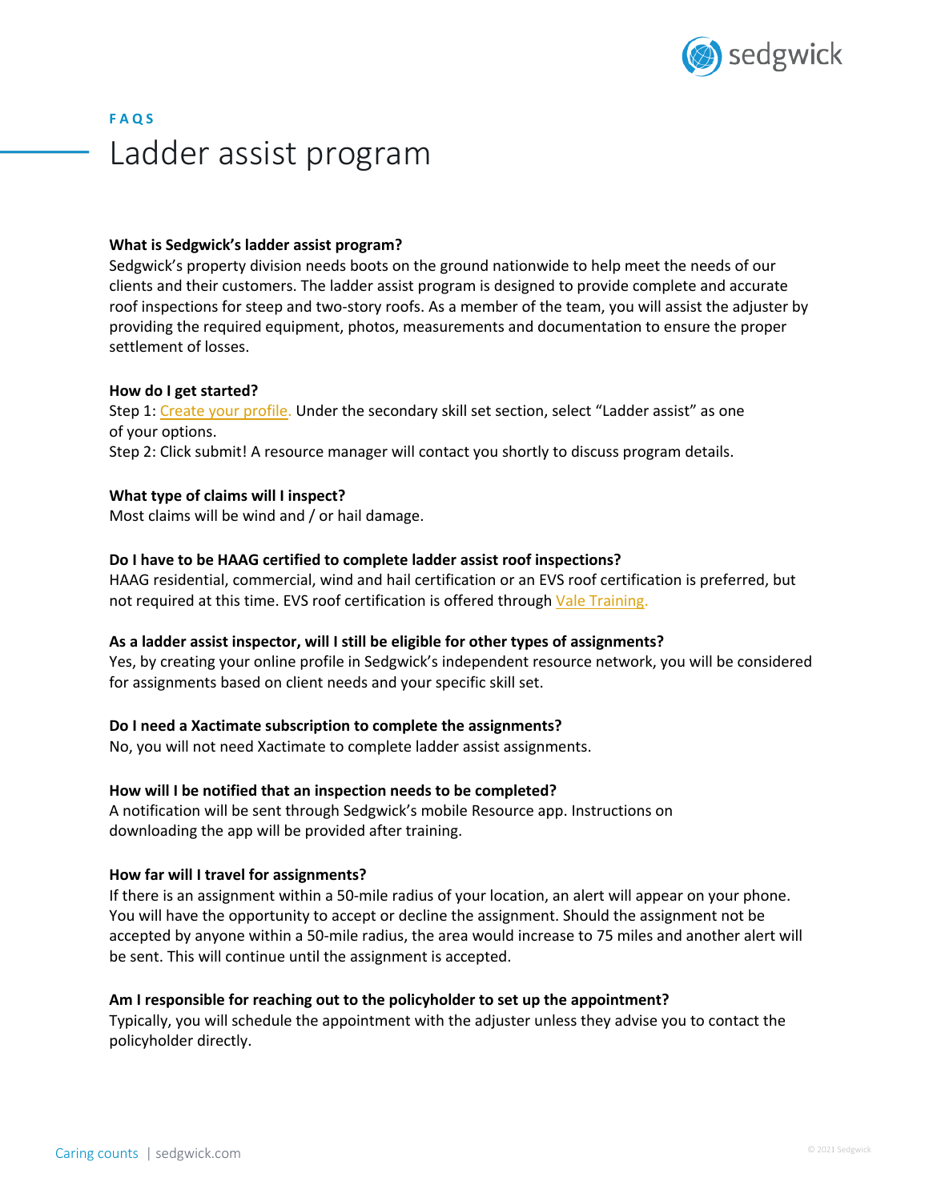FAQS

# Ladder assist program

**What is Sedgwick's ladder assist program?**

Sedgwick's property division needs boots on the ground nationwide to help meet the needs of our clients and their customers. The ladder assist program is designed to provide complete and accurate roof inspections for steep and two-story roofs. As a member of the team, you will assist the adjuster by providing the required equipment, photos, measurements and documentation to ensure the proper settlement of losses.

**How do I get started?**

Step 1: Create your profile. Under the secondary skill set section, select "Ladder assist" as one of your options.
Step 2: Click submit! A resource manager will contact you shortly to discuss program details.

**What type of claims will I inspect?**

Most claims will be wind and / or hail damage.

**Do I have to be HAAG certified to complete ladder assist roof inspections?**

HAAG residential, commercial, wind and hail certification or an EVS roof certification is preferred, but not required at this time. EVS roof certification is offered through Vale Training.

**As a ladder assist inspector, will I still be eligible for other types of assignments?**

Yes, by creating your online profile in Sedgwick's independent resource network, you will be considered for assignments based on client needs and your specific skill set.

**Do I need a Xactimate subscription to complete the assignments?**

No, you will not need Xactimate to complete ladder assist assignments.

**How will I be notified that an inspection needs to be completed?**

A notification will be sent through Sedgwick's mobile Resource app. Instructions on downloading the app will be provided after training.

**How far will I travel for assignments?**

If there is an assignment within a 50-mile radius of your location, an alert will appear on your phone. You will have the opportunity to accept or decline the assignment. Should the assignment not be accepted by anyone within a 50-mile radius, the area would increase to 75 miles and another alert will be sent. This will continue until the assignment is accepted.

**Am I responsible for reaching out to the policyholder to set up the appointment?**

Typically, you will schedule the appointment with the adjuster unless they advise you to contact the policyholder directly.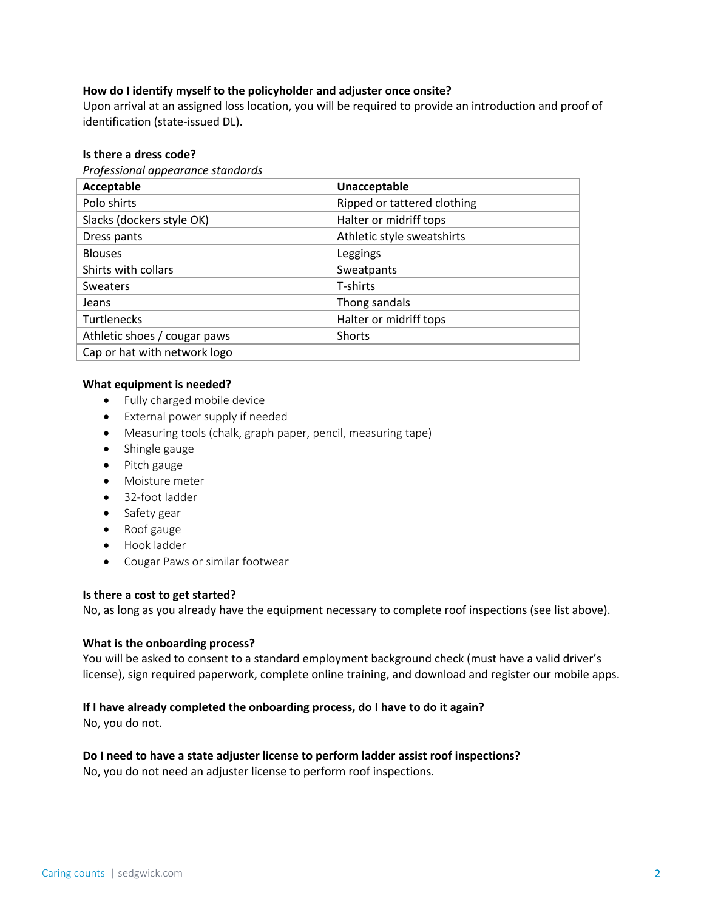**How do I identify myself to the policyholder and adjuster once onsite?**
Upon arrival at an assigned loss location, you will be required to provide an introduction and proof of identification (state-issued DL).

**Is there a dress code?**
*Professional appearance standards*

| Acceptable | Unacceptable |
|---|---|
| Polo shirts | Ripped or tattered clothing |
| Slacks (dockers style OK) | Halter or midriff tops |
| Dress pants | Athletic style sweatshirts |
| Blouses | Leggings |
| Shirts with collars | Sweatpants |
| Sweaters | T-shirts |
| Jeans | Thong sandals |
| Turtlenecks | Halter or midriff tops |
| Athletic shoes / cougar paws | Shorts |
| Cap or hat with network logo | |

**What equipment is needed?**

- Fully charged mobile device
- External power supply if needed
- Measuring tools (chalk, graph paper, pencil, measuring tape)
- Shingle gauge
- Pitch gauge
- Moisture meter
- 32-foot ladder
- Safety gear
- Roof gauge
- Hook ladder
- Cougar Paws or similar footwear

**Is there a cost to get started?**
No, as long as you already have the equipment necessary to complete roof inspections (see list above).

**What is the onboarding process?**
You will be asked to consent to a standard employment background check (must have a valid driver's license), sign required paperwork, complete online training, and download and register our mobile apps.

**If I have already completed the onboarding process, do I have to do it again?**
No, you do not.

**Do I need to have a state adjuster license to perform ladder assist roof inspections?**
No, you do not need an adjuster license to perform roof inspections.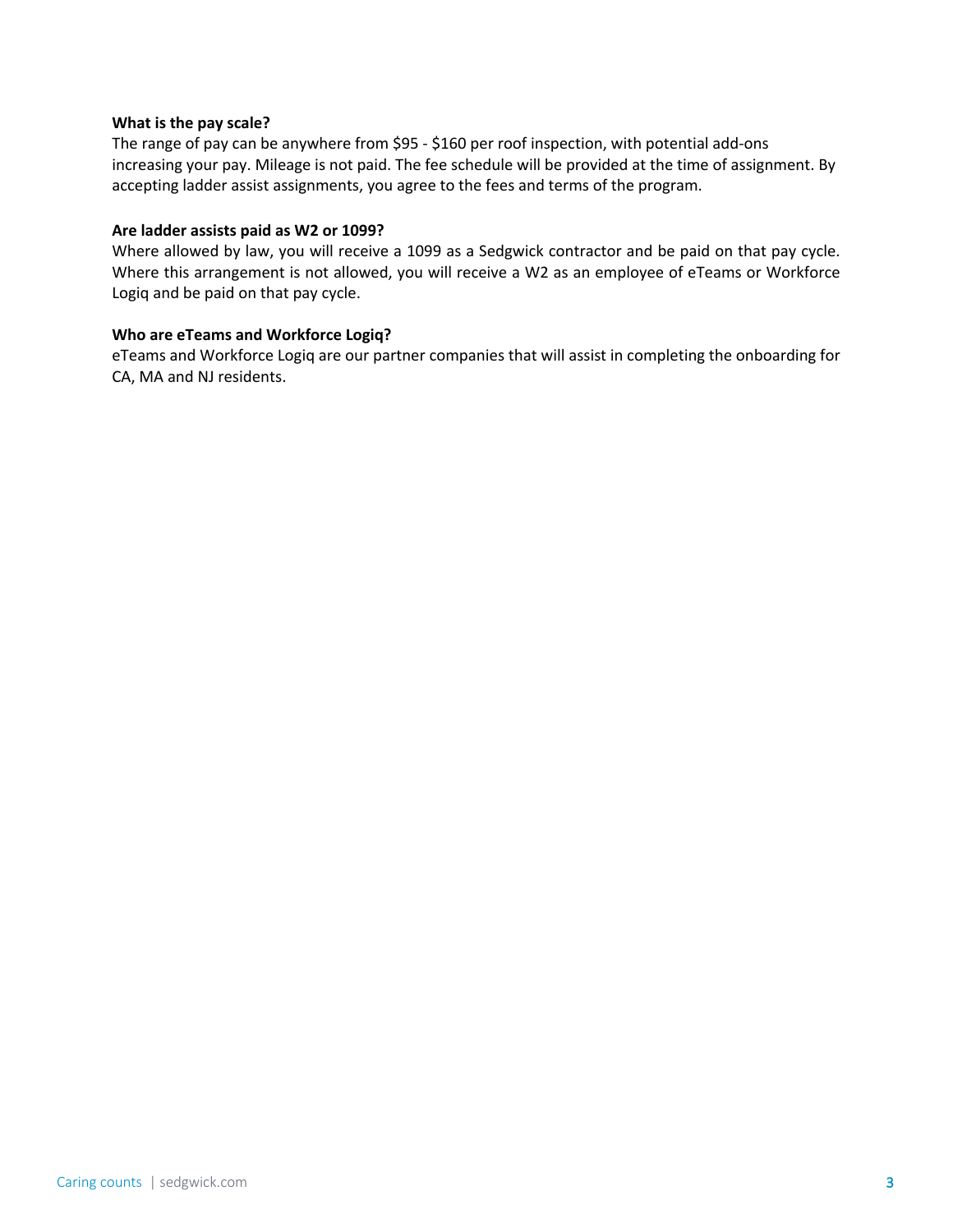**What is the pay scale?**

The range of pay can be anywhere from $95 - $160 per roof inspection, with potential add-ons increasing your pay. Mileage is not paid. The fee schedule will be provided at the time of assignment. By accepting ladder assist assignments, you agree to the fees and terms of the program.

**Are ladder assists paid as W2 or 1099?**

Where allowed by law, you will receive a 1099 as a Sedgwick contractor and be paid on that pay cycle. Where this arrangement is not allowed, you will receive a W2 as an employee of eTeams or Workforce Logiq and be paid on that pay cycle.

**Who are eTeams and Workforce Logiq?**

eTeams and Workforce Logiq are our partner companies that will assist in completing the onboarding for CA, MA and NJ residents.